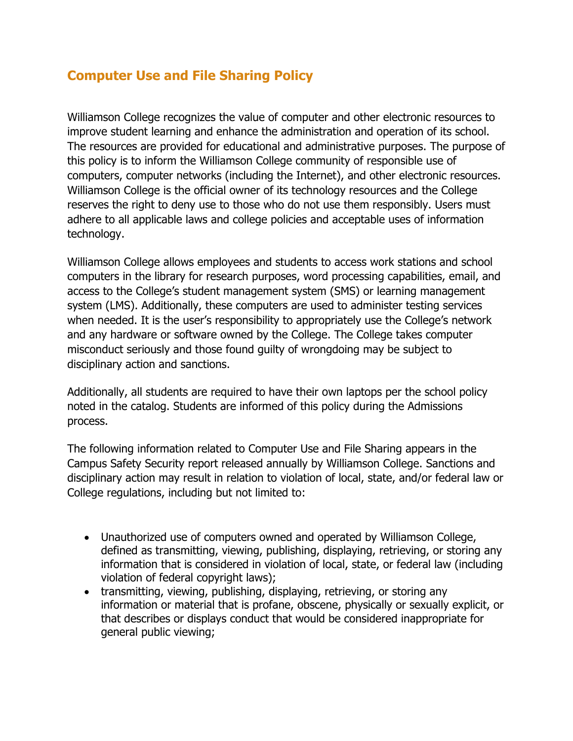## Computer Use and File Sharing Policy

Williamson College recognizes the value of computer and other electronic resources to improve student learning and enhance the administration and operation of its school. The resources are provided for educational and administrative purposes. The purpose of this policy is to inform the Williamson College community of responsible use of computers, computer networks (including the Internet), and other electronic resources. Williamson College is the official owner of its technology resources and the College reserves the right to deny use to those who do not use them responsibly. Users must adhere to all applicable laws and college policies and acceptable uses of information technology.

Williamson College allows employees and students to access work stations and school computers in the library for research purposes, word processing capabilities, email, and access to the College's student management system (SMS) or learning management system (LMS). Additionally, these computers are used to administer testing services when needed. It is the user's responsibility to appropriately use the College's network and any hardware or software owned by the College. The College takes computer misconduct seriously and those found guilty of wrongdoing may be subject to disciplinary action and sanctions.

Additionally, all students are required to have their own laptops per the school policy noted in the catalog. Students are informed of this policy during the Admissions process.

The following information related to Computer Use and File Sharing appears in the Campus Safety Security report released annually by Williamson College. Sanctions and disciplinary action may result in relation to violation of local, state, and/or federal law or College regulations, including but not limited to:

- Unauthorized use of computers owned and operated by Williamson College, defined as transmitting, viewing, publishing, displaying, retrieving, or storing any information that is considered in violation of local, state, or federal law (including violation of federal copyright laws);
- transmitting, viewing, publishing, displaying, retrieving, or storing any information or material that is profane, obscene, physically or sexually explicit, or that describes or displays conduct that would be considered inappropriate for general public viewing;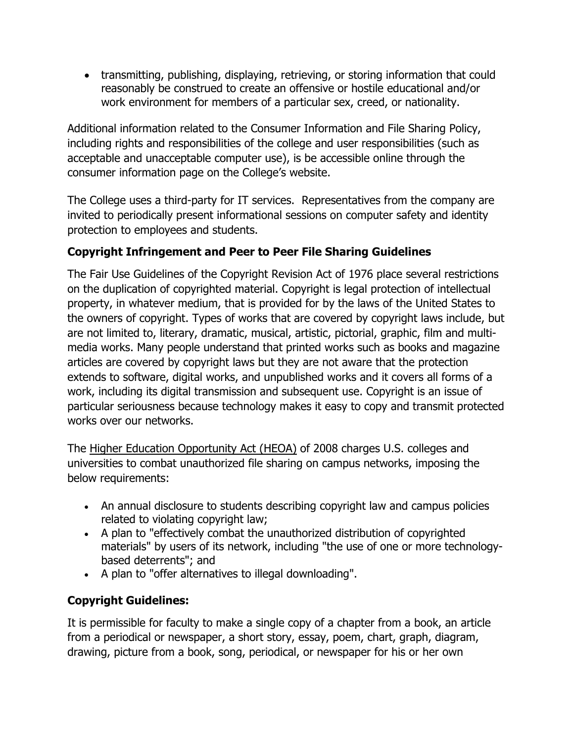- transmitting, publishing, displaying, retrieving, or storing information that could reasonably be construed to create an offensive or hostile educational and/or work environment for members of a particular sex, creed, or nationality.

Additional information related to the Consumer Information and File Sharing Policy, including rights and responsibilities of the college and user responsibilities (such as acceptable and unacceptable computer use), is be accessible online through the consumer information page on the College's website.

The College uses a third-party for IT services. Representatives from the company are invited to periodically present informational sessions on computer safety and identity protection to employees and students.

### Copyright Infringement and Peer to Peer File Sharing Guidelines

The Fair Use Guidelines of the Copyright Revision Act of 1976 place several restrictions on the duplication of copyrighted material. Copyright is legal protection of intellectual property, in whatever medium, that is provided for by the laws of the United States to the owners of copyright. Types of works that are covered by copyright laws include, but are not limited to, literary, dramatic, musical, artistic, pictorial, graphic, film and multi-media works. Many people understand that printed works such as books and magazine articles are covered by copyright laws but they are not aware that the protection extends to software, digital works, and unpublished works and it covers all forms of a work, including its digital transmission and subsequent use. Copyright is an issue of particular seriousness because technology makes it easy to copy and transmit protected works over our networks.

The Higher Education Opportunity Act (HEOA) of 2008 charges U.S. colleges and universities to combat unauthorized file sharing on campus networks, imposing the below requirements:

- An annual disclosure to students describing copyright law and campus policies related to violating copyright law;
- A plan to "effectively combat the unauthorized distribution of copyrighted materials" by users of its network, including "the use of one or more technology-based deterrents"; and
- A plan to "offer alternatives to illegal downloading".

### Copyright Guidelines:

It is permissible for faculty to make a single copy of a chapter from a book, an article from a periodical or newspaper, a short story, essay, poem, chart, graph, diagram, drawing, picture from a book, song, periodical, or newspaper for his or her own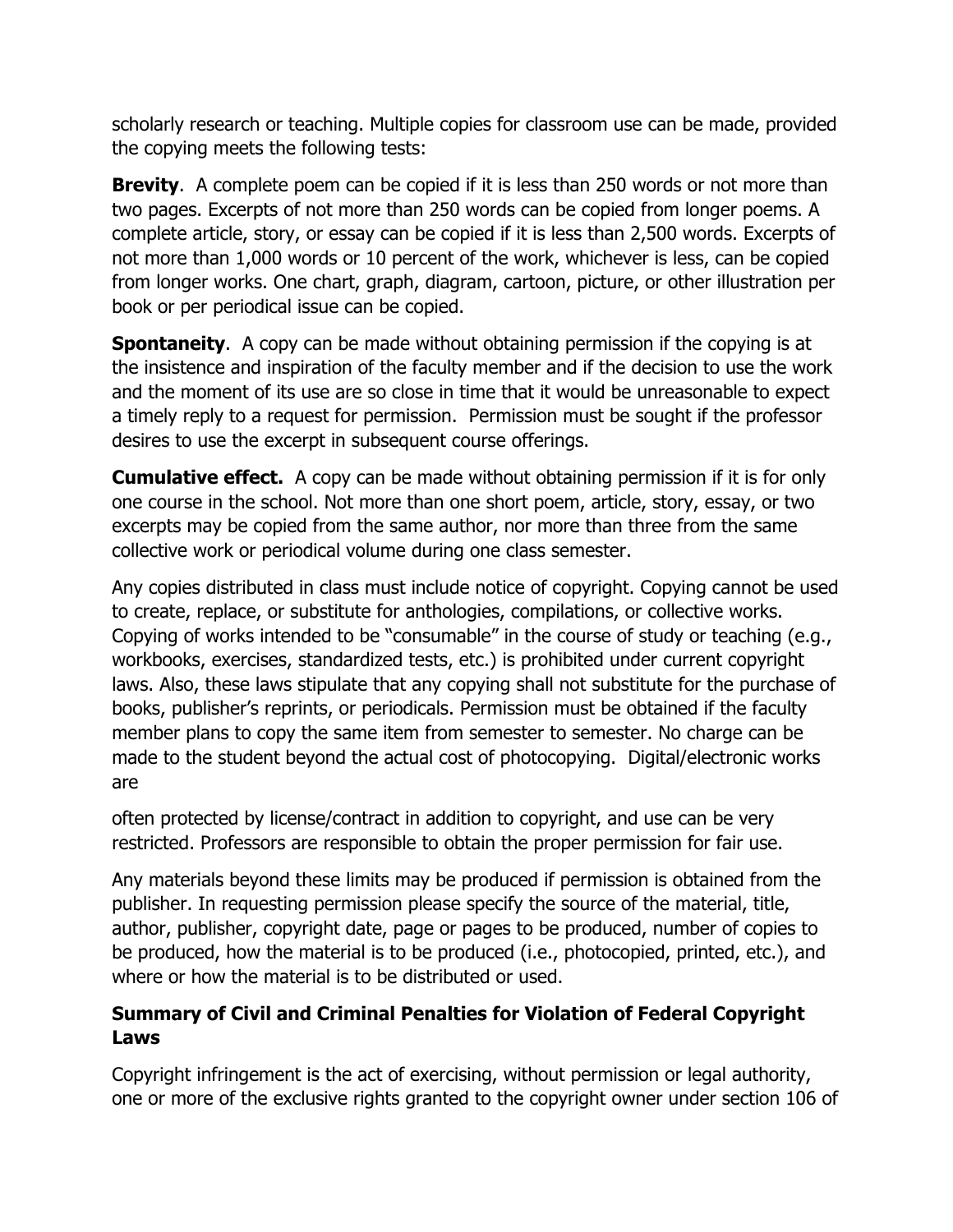scholarly research or teaching. Multiple copies for classroom use can be made, provided the copying meets the following tests:

**Brevity**. A complete poem can be copied if it is less than 250 words or not more than two pages. Excerpts of not more than 250 words can be copied from longer poems. A complete article, story, or essay can be copied if it is less than 2,500 words. Excerpts of not more than 1,000 words or 10 percent of the work, whichever is less, can be copied from longer works. One chart, graph, diagram, cartoon, picture, or other illustration per book or per periodical issue can be copied.

**Spontaneity**. A copy can be made without obtaining permission if the copying is at the insistence and inspiration of the faculty member and if the decision to use the work and the moment of its use are so close in time that it would be unreasonable to expect a timely reply to a request for permission. Permission must be sought if the professor desires to use the excerpt in subsequent course offerings.

**Cumulative effect.** A copy can be made without obtaining permission if it is for only one course in the school. Not more than one short poem, article, story, essay, or two excerpts may be copied from the same author, nor more than three from the same collective work or periodical volume during one class semester.

Any copies distributed in class must include notice of copyright. Copying cannot be used to create, replace, or substitute for anthologies, compilations, or collective works. Copying of works intended to be "consumable" in the course of study or teaching (e.g., workbooks, exercises, standardized tests, etc.) is prohibited under current copyright laws. Also, these laws stipulate that any copying shall not substitute for the purchase of books, publisher's reprints, or periodicals. Permission must be obtained if the faculty member plans to copy the same item from semester to semester. No charge can be made to the student beyond the actual cost of photocopying. Digital/electronic works are often protected by license/contract in addition to copyright, and use can be very restricted. Professors are responsible to obtain the proper permission for fair use.

Any materials beyond these limits may be produced if permission is obtained from the publisher. In requesting permission please specify the source of the material, title, author, publisher, copyright date, page or pages to be produced, number of copies to be produced, how the material is to be produced (i.e., photocopied, printed, etc.), and where or how the material is to be distributed or used.

### Summary of Civil and Criminal Penalties for Violation of Federal Copyright Laws

Copyright infringement is the act of exercising, without permission or legal authority, one or more of the exclusive rights granted to the copyright owner under section 106 of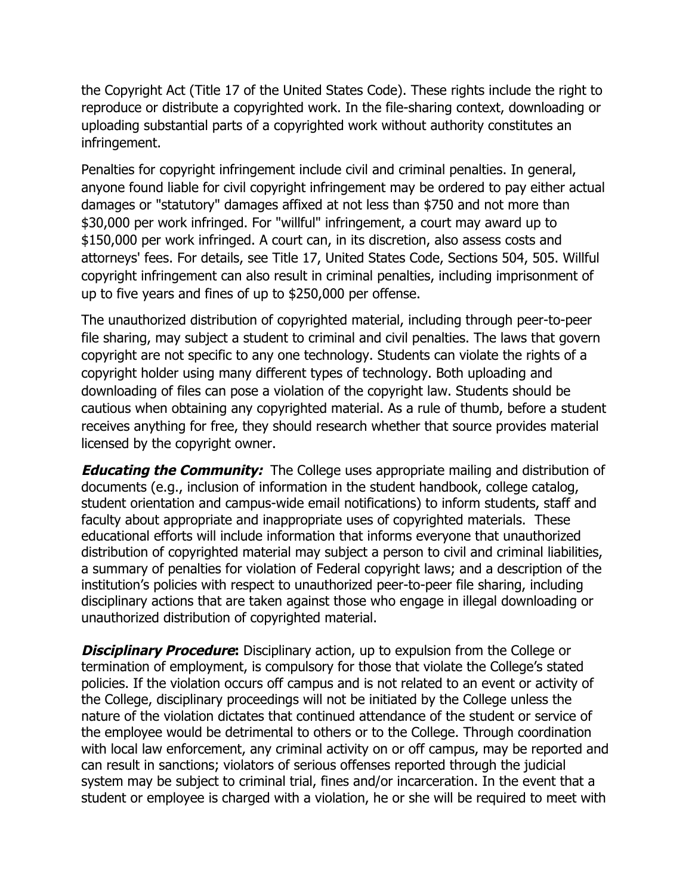the Copyright Act (Title 17 of the United States Code). These rights include the right to reproduce or distribute a copyrighted work. In the file-sharing context, downloading or uploading substantial parts of a copyrighted work without authority constitutes an infringement.

Penalties for copyright infringement include civil and criminal penalties. In general, anyone found liable for civil copyright infringement may be ordered to pay either actual damages or "statutory" damages affixed at not less than $750 and not more than $30,000 per work infringed. For "willful" infringement, a court may award up to $150,000 per work infringed. A court can, in its discretion, also assess costs and attorneys' fees. For details, see Title 17, United States Code, Sections 504, 505. Willful copyright infringement can also result in criminal penalties, including imprisonment of up to five years and fines of up to $250,000 per offense.

The unauthorized distribution of copyrighted material, including through peer-to-peer file sharing, may subject a student to criminal and civil penalties. The laws that govern copyright are not specific to any one technology. Students can violate the rights of a copyright holder using many different types of technology. Both uploading and downloading of files can pose a violation of the copyright law. Students should be cautious when obtaining any copyrighted material. As a rule of thumb, before a student receives anything for free, they should research whether that source provides material licensed by the copyright owner.

***Educating the Community:*** The College uses appropriate mailing and distribution of documents (e.g., inclusion of information in the student handbook, college catalog, student orientation and campus-wide email notifications) to inform students, staff and faculty about appropriate and inappropriate uses of copyrighted materials. These educational efforts will include information that informs everyone that unauthorized distribution of copyrighted material may subject a person to civil and criminal liabilities, a summary of penalties for violation of Federal copyright laws; and a description of the institution's policies with respect to unauthorized peer-to-peer file sharing, including disciplinary actions that are taken against those who engage in illegal downloading or unauthorized distribution of copyrighted material.

***Disciplinary Procedure*:** Disciplinary action, up to expulsion from the College or termination of employment, is compulsory for those that violate the College's stated policies. If the violation occurs off campus and is not related to an event or activity of the College, disciplinary proceedings will not be initiated by the College unless the nature of the violation dictates that continued attendance of the student or service of the employee would be detrimental to others or to the College. Through coordination with local law enforcement, any criminal activity on or off campus, may be reported and can result in sanctions; violators of serious offenses reported through the judicial system may be subject to criminal trial, fines and/or incarceration. In the event that a student or employee is charged with a violation, he or she will be required to meet with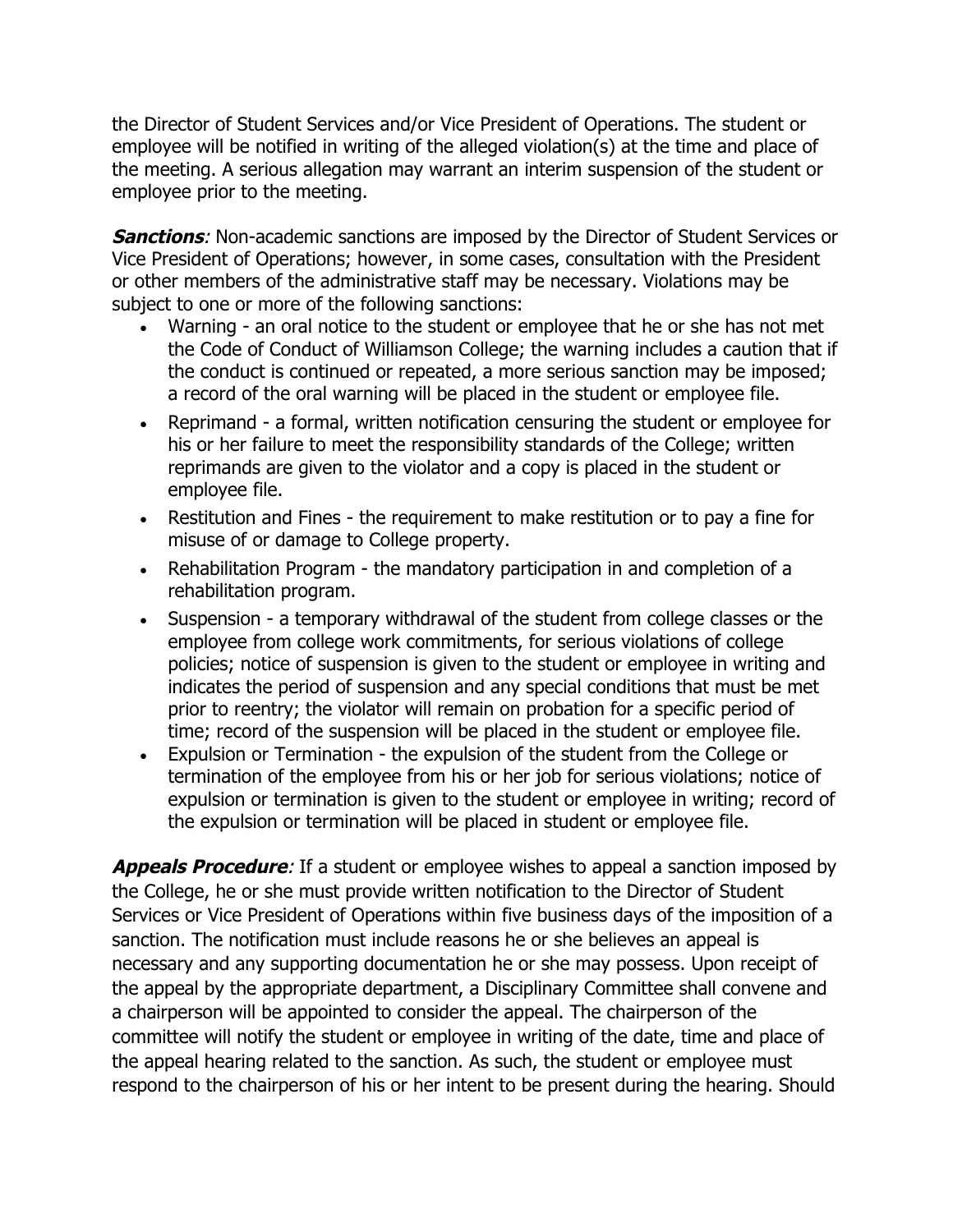the Director of Student Services and/or Vice President of Operations. The student or employee will be notified in writing of the alleged violation(s) at the time and place of the meeting. A serious allegation may warrant an interim suspension of the student or employee prior to the meeting.

***Sanctions****:* Non-academic sanctions are imposed by the Director of Student Services or Vice President of Operations; however, in some cases, consultation with the President or other members of the administrative staff may be necessary. Violations may be subject to one or more of the following sanctions:

- Warning - an oral notice to the student or employee that he or she has not met the Code of Conduct of Williamson College; the warning includes a caution that if the conduct is continued or repeated, a more serious sanction may be imposed; a record of the oral warning will be placed in the student or employee file.
- Reprimand - a formal, written notification censuring the student or employee for his or her failure to meet the responsibility standards of the College; written reprimands are given to the violator and a copy is placed in the student or employee file.
- Restitution and Fines - the requirement to make restitution or to pay a fine for misuse of or damage to College property.
- Rehabilitation Program - the mandatory participation in and completion of a rehabilitation program.
- Suspension - a temporary withdrawal of the student from college classes or the employee from college work commitments, for serious violations of college policies; notice of suspension is given to the student or employee in writing and indicates the period of suspension and any special conditions that must be met prior to reentry; the violator will remain on probation for a specific period of time; record of the suspension will be placed in the student or employee file.
- Expulsion or Termination - the expulsion of the student from the College or termination of the employee from his or her job for serious violations; notice of expulsion or termination is given to the student or employee in writing; record of the expulsion or termination will be placed in student or employee file.

***Appeals Procedure****:* If a student or employee wishes to appeal a sanction imposed by the College, he or she must provide written notification to the Director of Student Services or Vice President of Operations within five business days of the imposition of a sanction. The notification must include reasons he or she believes an appeal is necessary and any supporting documentation he or she may possess. Upon receipt of the appeal by the appropriate department, a Disciplinary Committee shall convene and a chairperson will be appointed to consider the appeal. The chairperson of the committee will notify the student or employee in writing of the date, time and place of the appeal hearing related to the sanction. As such, the student or employee must respond to the chairperson of his or her intent to be present during the hearing. Should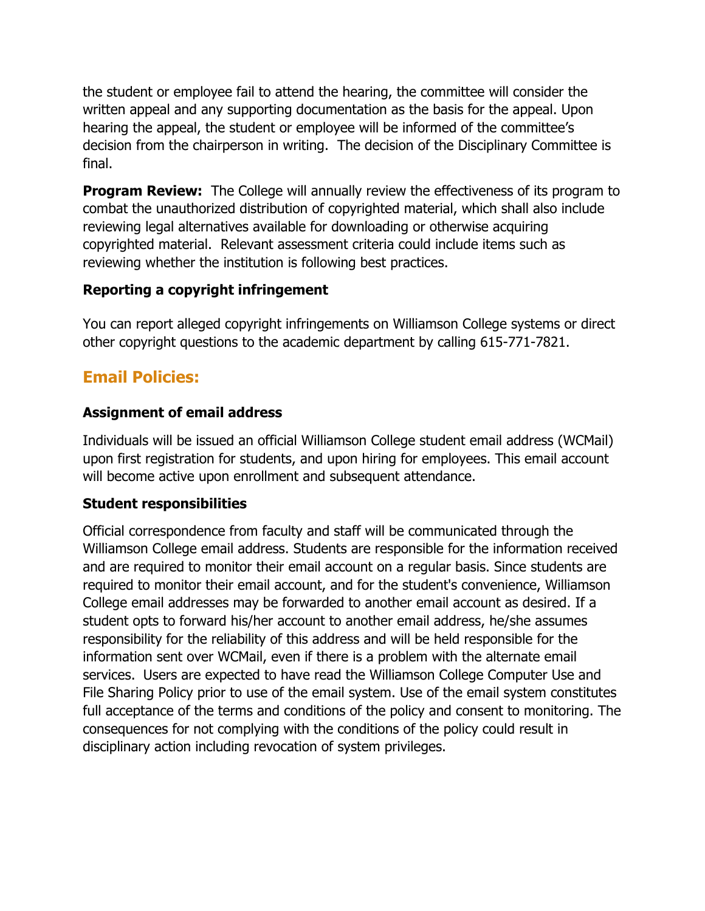the student or employee fail to attend the hearing, the committee will consider the written appeal and any supporting documentation as the basis for the appeal. Upon hearing the appeal, the student or employee will be informed of the committee's decision from the chairperson in writing. The decision of the Disciplinary Committee is final.

**Program Review:** The College will annually review the effectiveness of its program to combat the unauthorized distribution of copyrighted material, which shall also include reviewing legal alternatives available for downloading or otherwise acquiring copyrighted material. Relevant assessment criteria could include items such as reviewing whether the institution is following best practices.

### Reporting a copyright infringement

You can report alleged copyright infringements on Williamson College systems or direct other copyright questions to the academic department by calling 615-771-7821.

## Email Policies:

### Assignment of email address

Individuals will be issued an official Williamson College student email address (WCMail) upon first registration for students, and upon hiring for employees. This email account will become active upon enrollment and subsequent attendance.

### Student responsibilities

Official correspondence from faculty and staff will be communicated through the Williamson College email address. Students are responsible for the information received and are required to monitor their email account on a regular basis. Since students are required to monitor their email account, and for the student's convenience, Williamson College email addresses may be forwarded to another email account as desired. If a student opts to forward his/her account to another email address, he/she assumes responsibility for the reliability of this address and will be held responsible for the information sent over WCMail, even if there is a problem with the alternate email services. Users are expected to have read the Williamson College Computer Use and File Sharing Policy prior to use of the email system. Use of the email system constitutes full acceptance of the terms and conditions of the policy and consent to monitoring. The consequences for not complying with the conditions of the policy could result in disciplinary action including revocation of system privileges.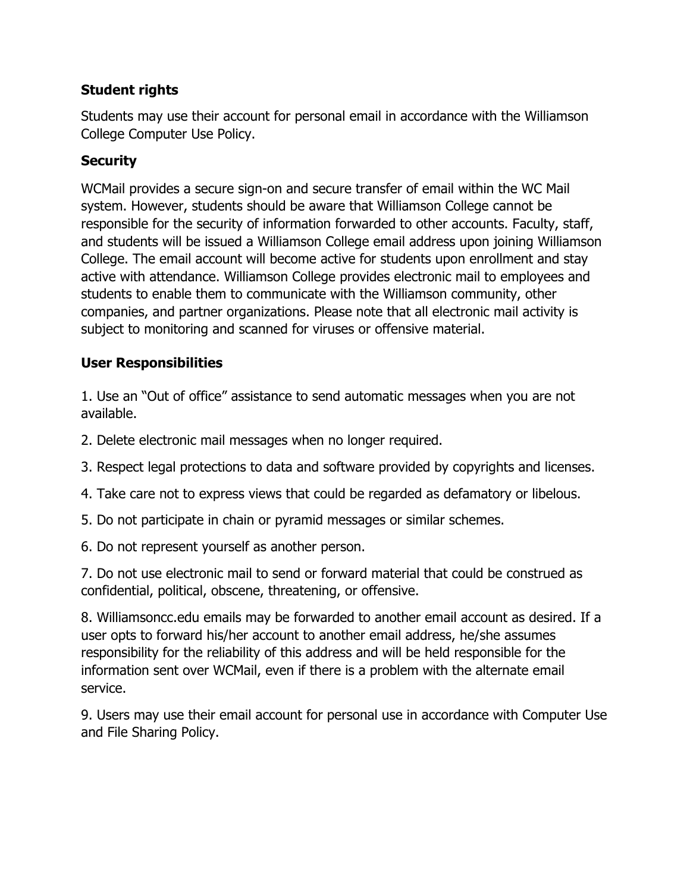**Student rights**

Students may use their account for personal email in accordance with the Williamson College Computer Use Policy.

**Security**

WCMail provides a secure sign-on and secure transfer of email within the WC Mail system. However, students should be aware that Williamson College cannot be responsible for the security of information forwarded to other accounts. Faculty, staff, and students will be issued a Williamson College email address upon joining Williamson College. The email account will become active for students upon enrollment and stay active with attendance. Williamson College provides electronic mail to employees and students to enable them to communicate with the Williamson community, other companies, and partner organizations. Please note that all electronic mail activity is subject to monitoring and scanned for viruses or offensive material.

**User Responsibilities**

1. Use an "Out of office" assistance to send automatic messages when you are not available.
2. Delete electronic mail messages when no longer required.
3. Respect legal protections to data and software provided by copyrights and licenses.
4. Take care not to express views that could be regarded as defamatory or libelous.
5. Do not participate in chain or pyramid messages or similar schemes.
6. Do not represent yourself as another person.
7. Do not use electronic mail to send or forward material that could be construed as confidential, political, obscene, threatening, or offensive.
8. Williamsoncc.edu emails may be forwarded to another email account as desired. If a user opts to forward his/her account to another email address, he/she assumes responsibility for the reliability of this address and will be held responsible for the information sent over WCMail, even if there is a problem with the alternate email service.
9. Users may use their email account for personal use in accordance with Computer Use and File Sharing Policy.